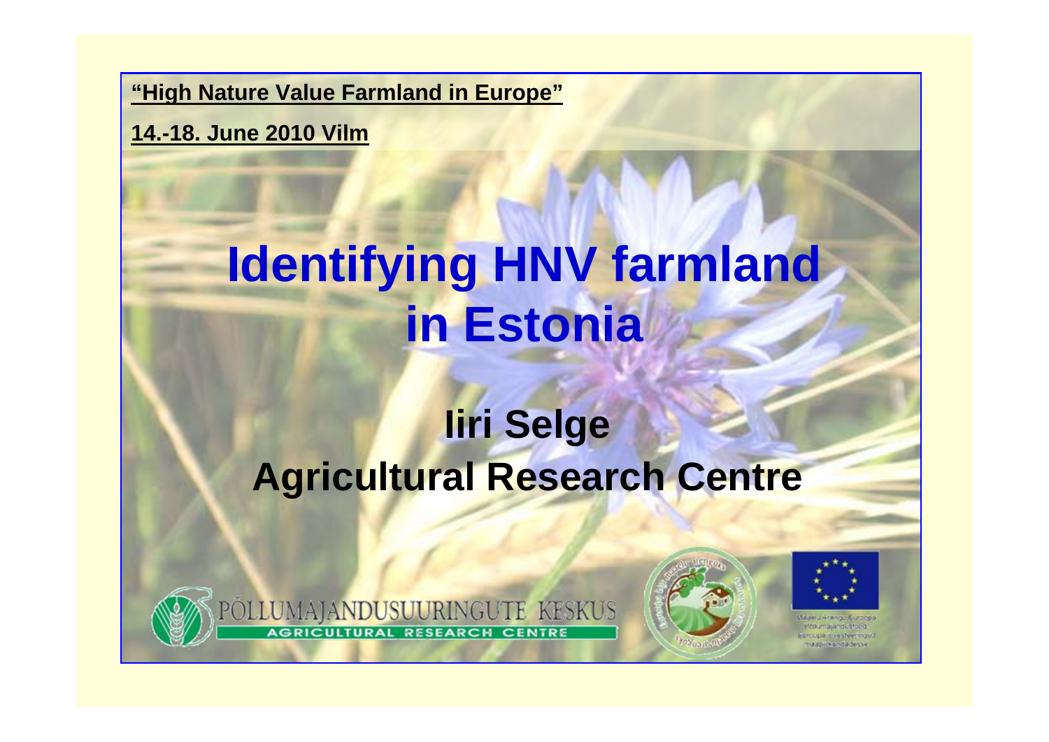**"High Nature Value Farmland in Europe"**

**14.-18. June 2010 Vilm**

# Identifying HNV farmland in Estonia

## Iiri Selge
## Agricultural Research Centre

PÕLLUMAJANDUSUURINGUTE KESKUS
AGRICULTURAL RESEARCH CENTRE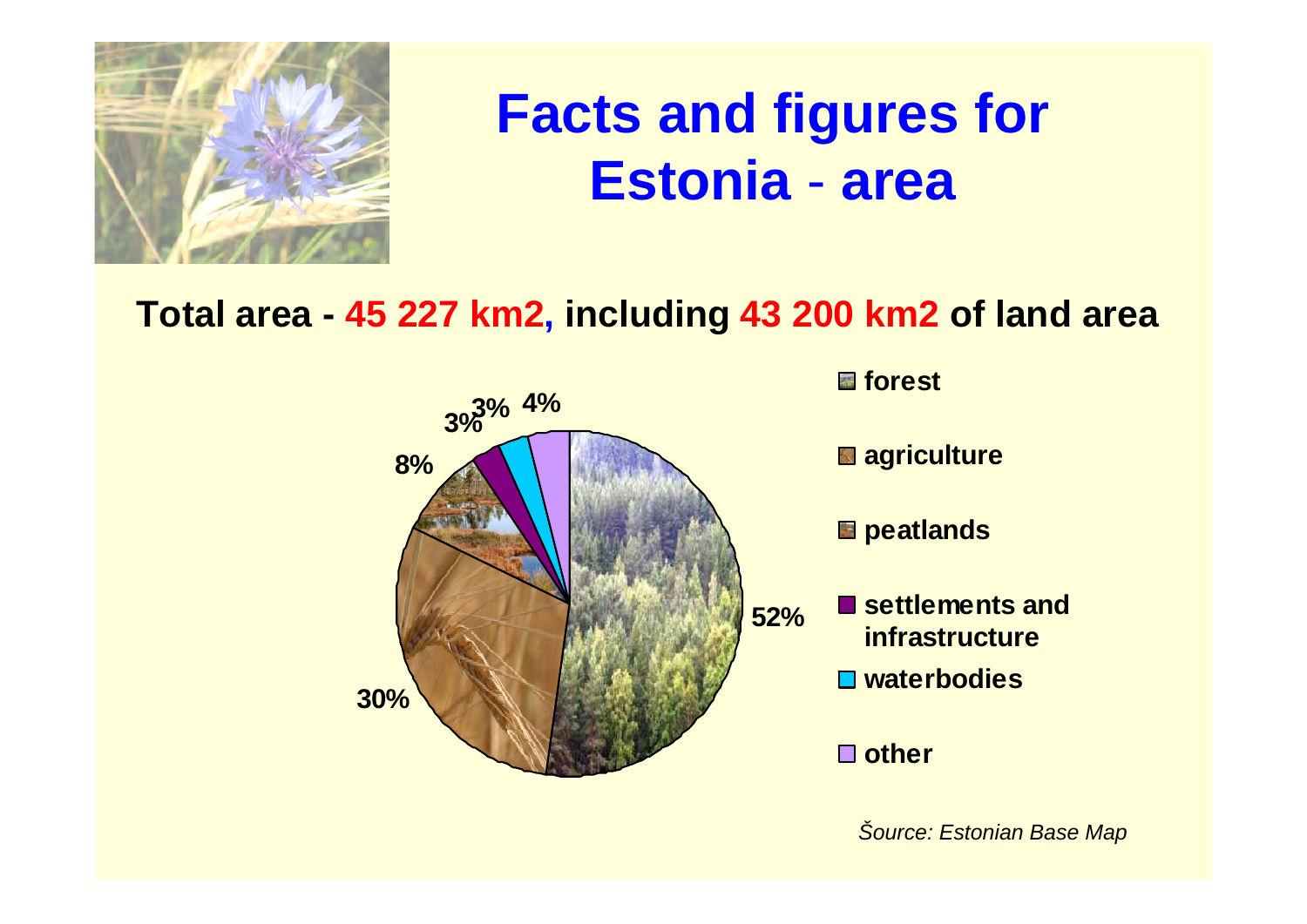# Facts and figures for Estonia - area

**Total area - 45 227 km2, including 43 200 km2 of land area**

| Category | Share |
| --- | --- |
| forest | 52% |
| agriculture | 30% |
| peatlands | 8% |
| settlements and infrastructure | 3% |
| waterbodies | 3% |
| other | 4% |

*Šource: Estonian Base Map*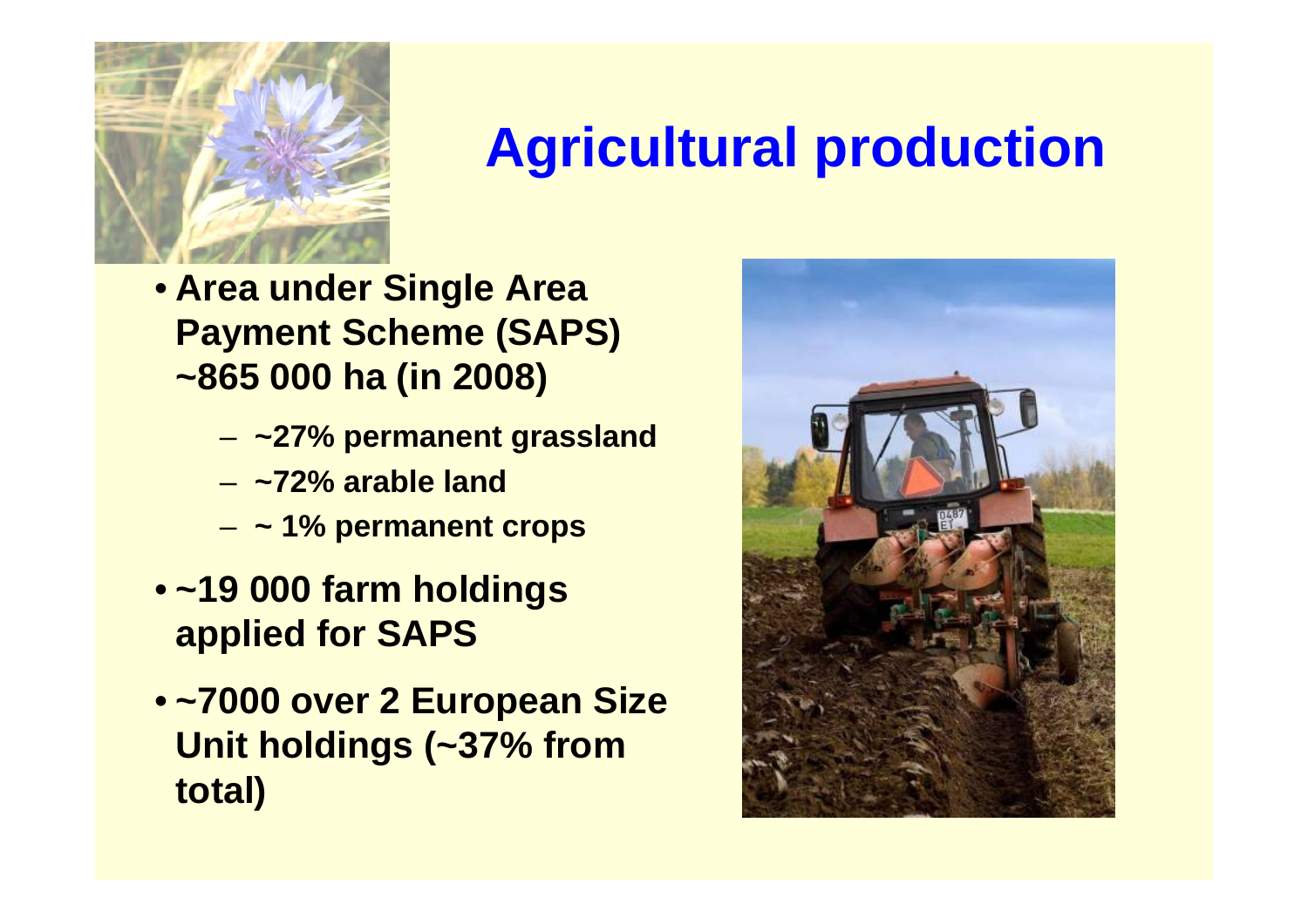# Agricultural production

- **Area under Single Area Payment Scheme (SAPS) ~865 000 ha (in 2008)**
  - **~27% permanent grassland**
  - **~72% arable land**
  - **~ 1% permanent crops**
- **~19 000 farm holdings applied for SAPS**
- **~7000 over 2 European Size Unit holdings (~37% from total)**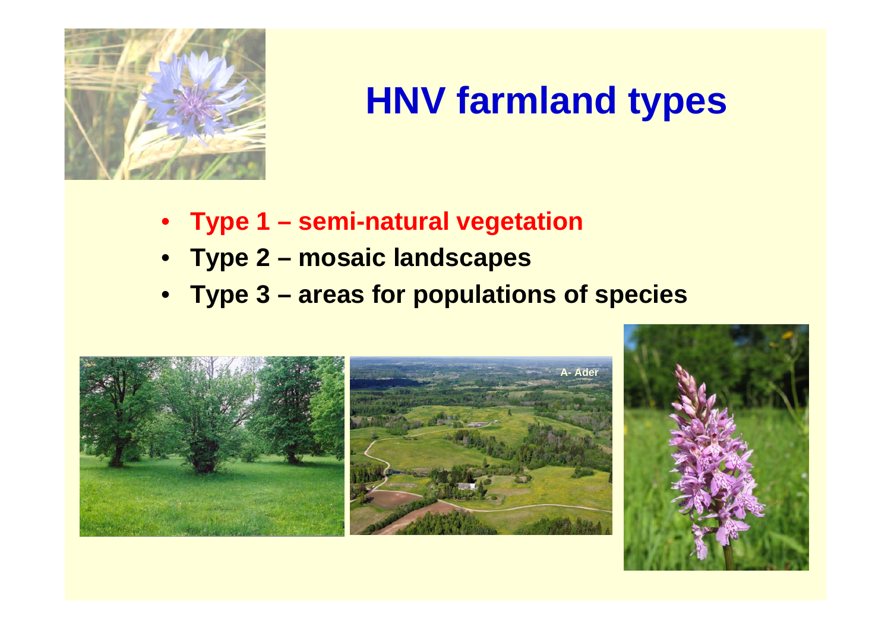# HNV farmland types

- **Type 1 – semi-natural vegetation**
- **Type 2 – mosaic landscapes**
- **Type 3 – areas for populations of species**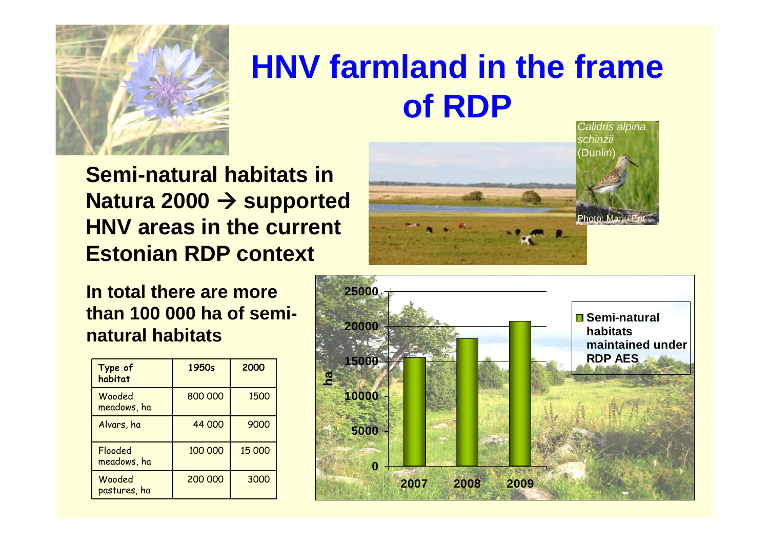# HNV farmland in the frame of RDP

**Semi-natural habitats in Natura 2000 → supported HNV areas in the current Estonian RDP context**

*Calidris alpina schinzii* (Dunlin)

Photo: Mariu Erit

**In total there are more than 100 000 ha of semi-natural habitats**

| Type of habitat | 1950s | 2000 |
|---|---|---|
| Wooded meadows, ha | 800 000 | 1500 |
| Alvars, ha | 44 000 | 9000 |
| Flooded meadows, ha | 100 000 | 15 000 |
| Wooded pastures, ha | 200 000 | 3000 |

Semi-natural habitats maintained under RDP AES (ha)

| Year | ha |
|---|---|
| 2007 | ~15 500 |
| 2008 | ~18 300 |
| 2009 | ~20 700 |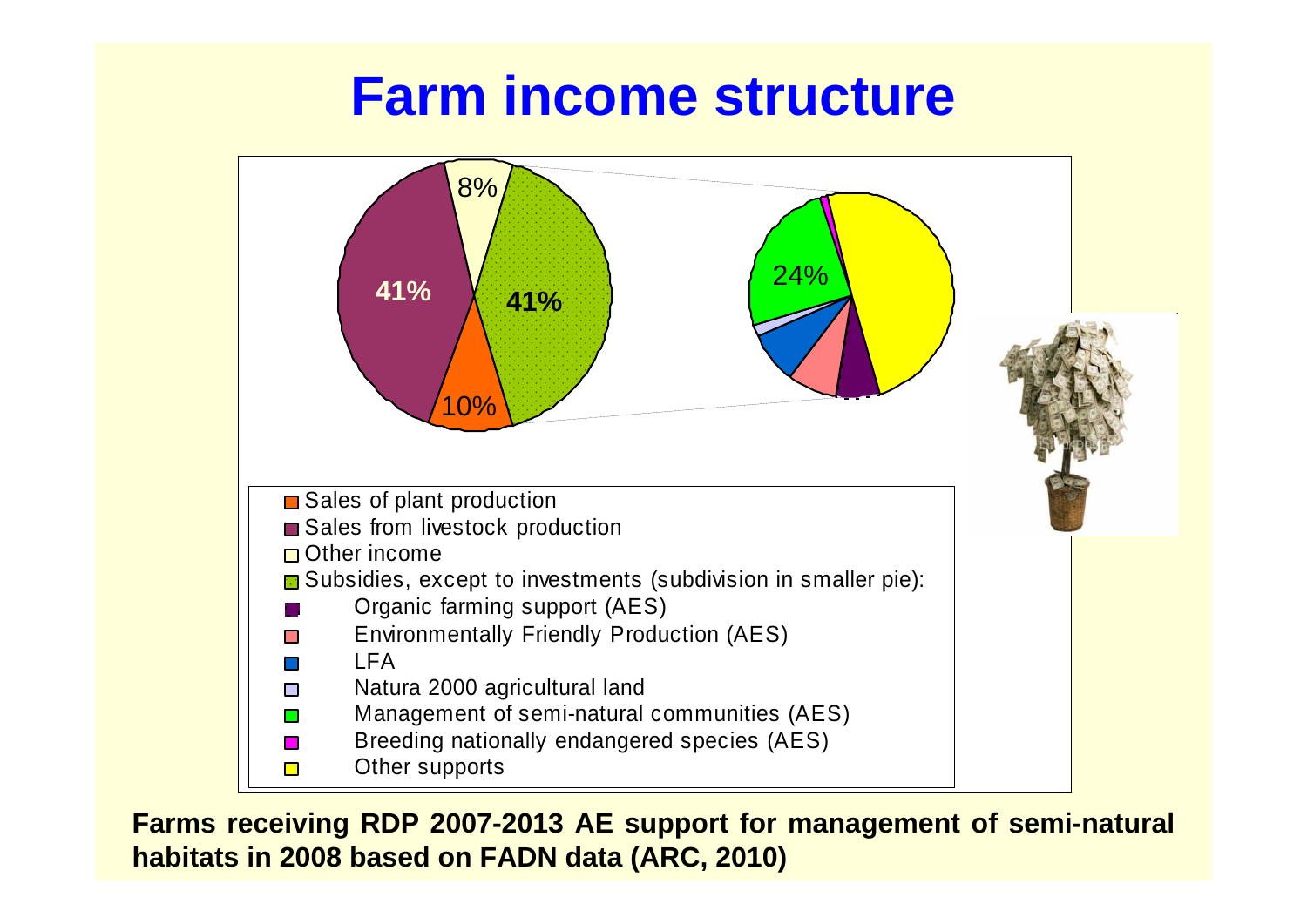# Farm income structure

8%

41%

41%

10%

24%

- Sales of plant production
- Sales from livestock production
- Other income
- Subsidies, except to investments (subdivision in smaller pie):
  - Organic farming support (AES)
  - Environmentally Friendly Production (AES)
  - LFA
  - Natura 2000 agricultural land
  - Management of semi-natural communities (AES)
  - Breeding nationally endangered species (AES)
  - Other supports

**Farms receiving RDP 2007-2013 AE support for management of semi-natural habitats in 2008 based on FADN data (ARC, 2010)**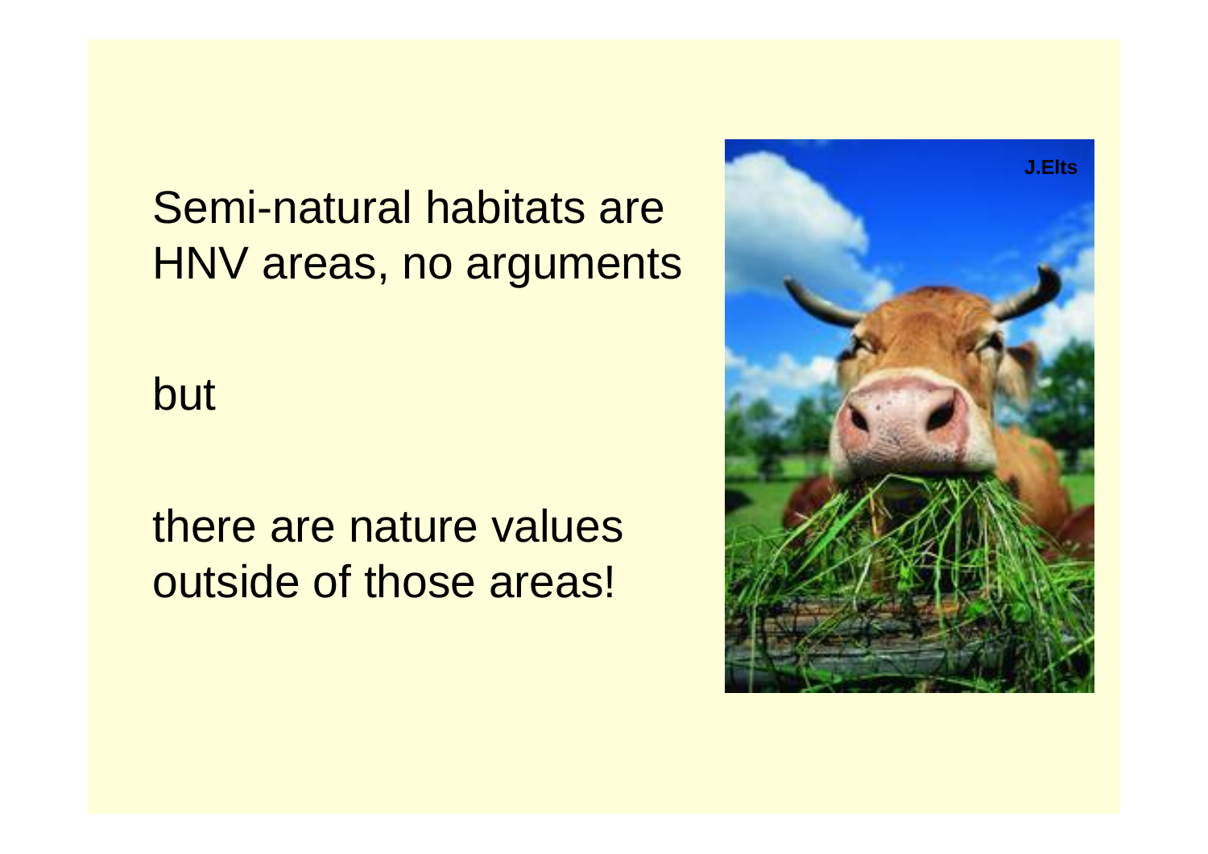Semi-natural habitats are HNV areas, no arguments

but

there are nature values outside of those areas!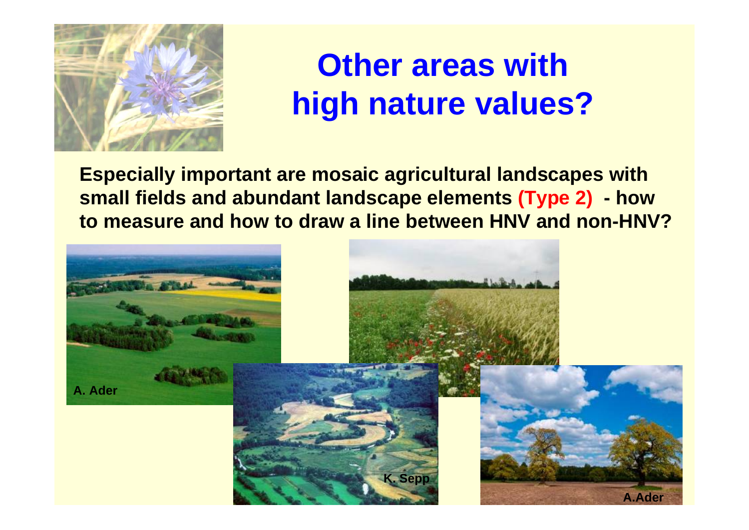# Other areas with high nature values?

**Especially important are mosaic agricultural landscapes with small fields and abundant landscape elements (Type 2) - how to measure and how to draw a line between HNV and non-HNV?**

A. Ader

K. Sepp

A.Ader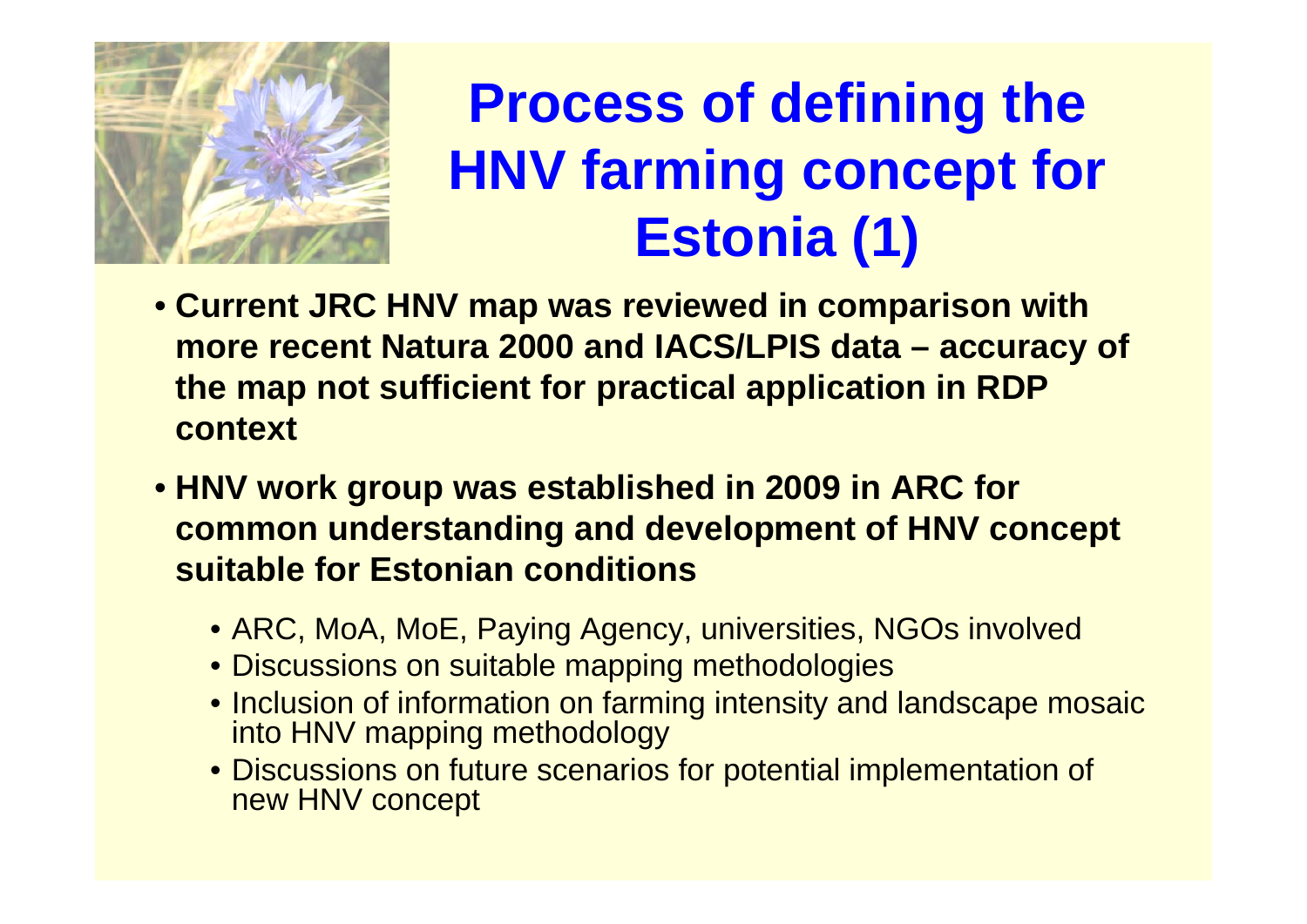# Process of defining the HNV farming concept for Estonia (1)

- **Current JRC HNV map was reviewed in comparison with more recent Natura 2000 and IACS/LPIS data – accuracy of the map not sufficient for practical application in RDP context**
- **HNV work group was established in 2009 in ARC for common understanding and development of HNV concept suitable for Estonian conditions**
  - ARC, MoA, MoE, Paying Agency, universities, NGOs involved
  - Discussions on suitable mapping methodologies
  - Inclusion of information on farming intensity and landscape mosaic into HNV mapping methodology
  - Discussions on future scenarios for potential implementation of new HNV concept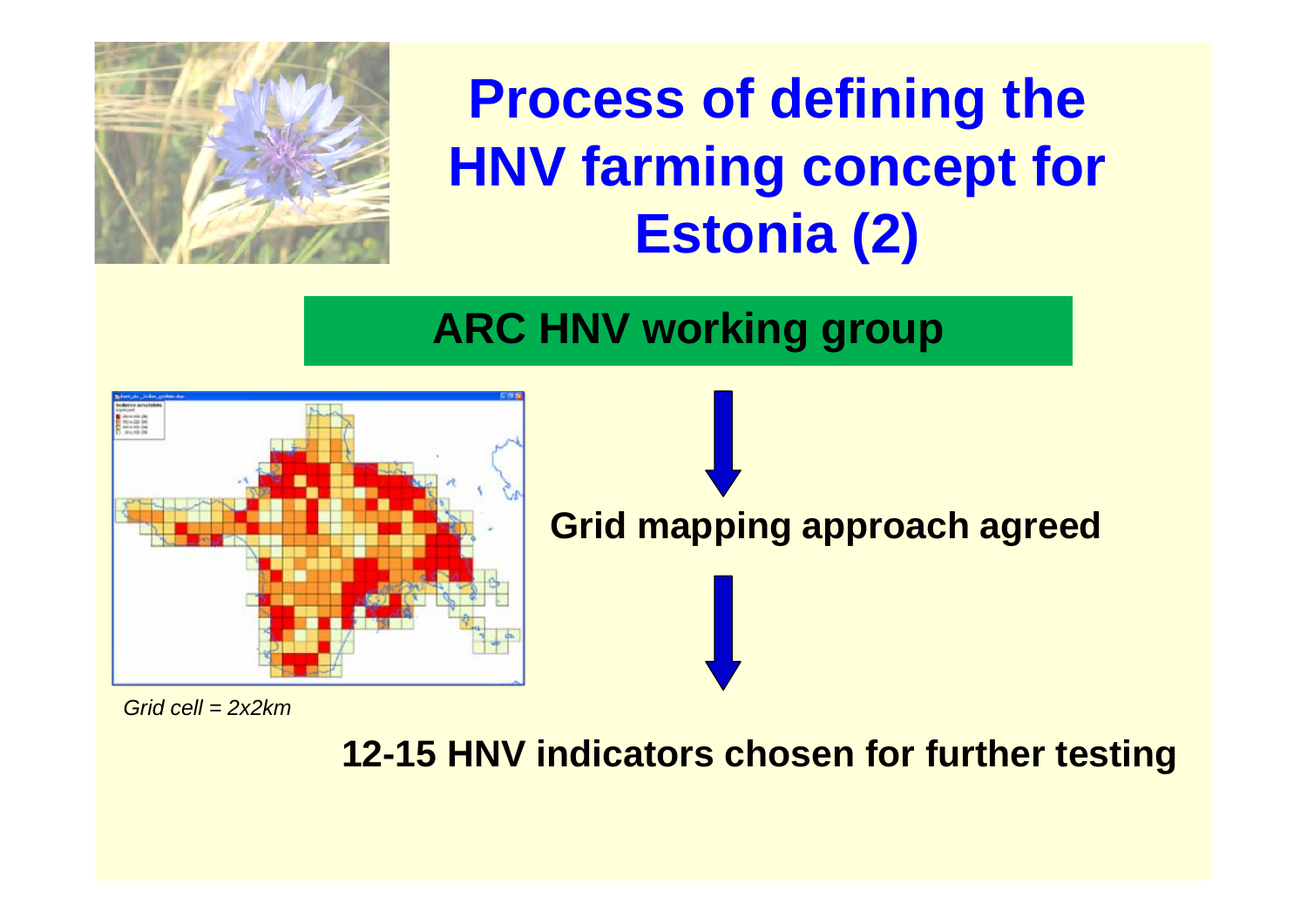# Process of defining the HNV farming concept for Estonia (2)

**ARC HNV working group**

**Grid mapping approach agreed**

*Grid cell = 2x2km*

**12-15 HNV indicators chosen for further testing**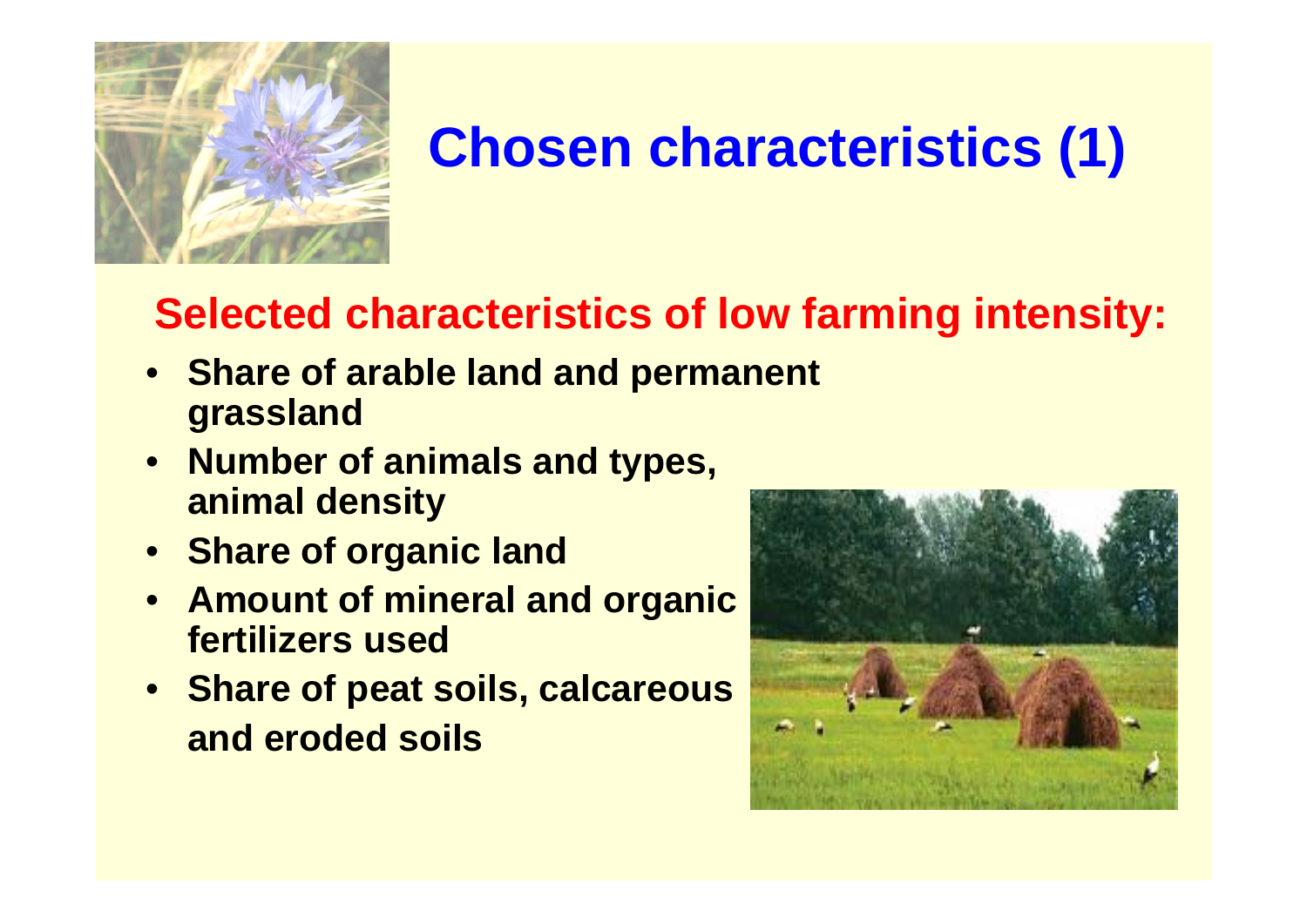# Chosen characteristics (1)

## Selected characteristics of low farming intensity:

- **Share of arable land and permanent grassland**
- **Number of animals and types, animal density**
- **Share of organic land**
- **Amount of mineral and organic fertilizers used**
- **Share of peat soils, calcareous and eroded soils**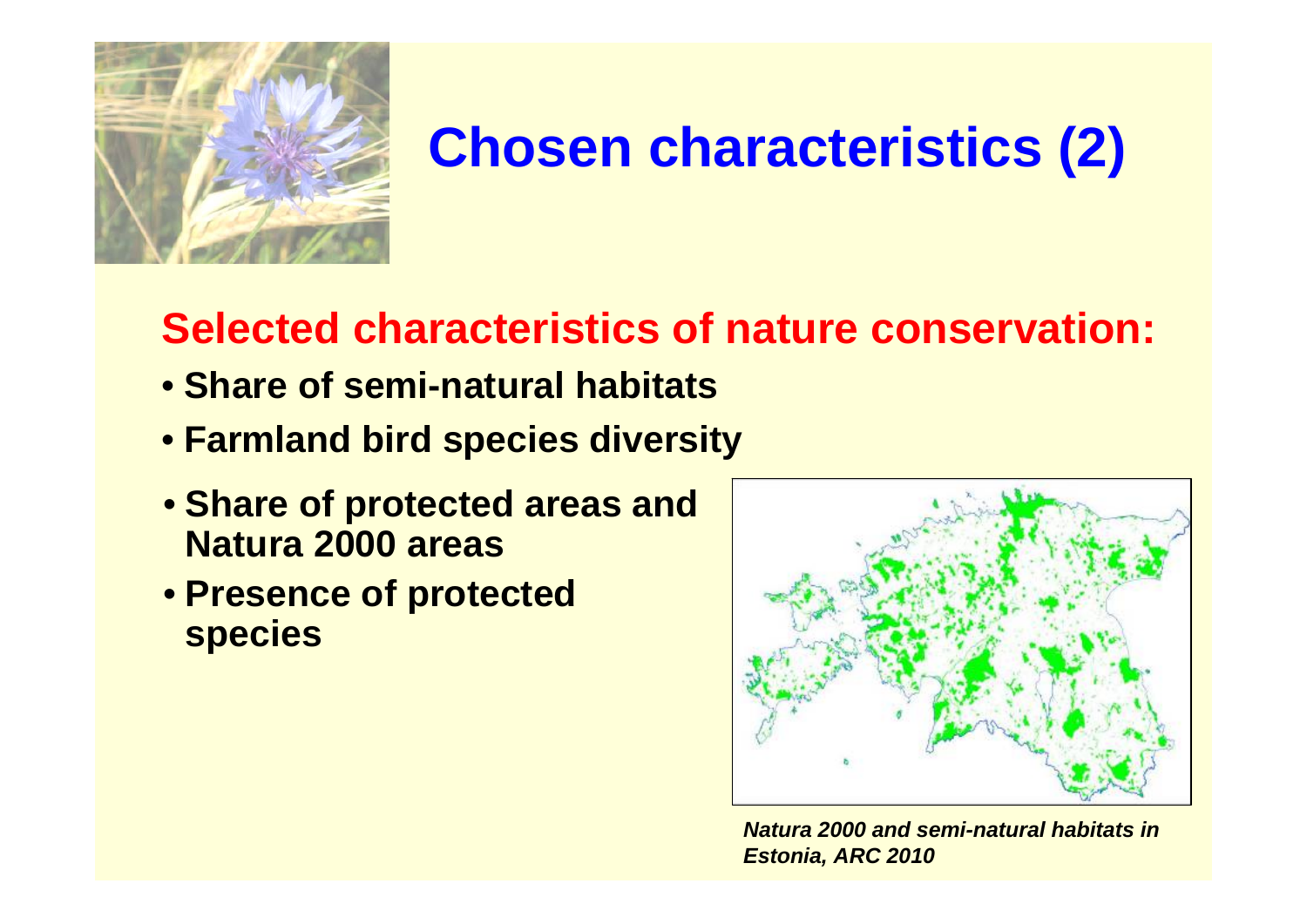# Chosen characteristics (2)

## Selected characteristics of nature conservation:

- **Share of semi-natural habitats**
- **Farmland bird species diversity**
- **Share of protected areas and Natura 2000 areas**
- **Presence of protected species**

***Natura 2000 and semi-natural habitats in Estonia, ARC 2010***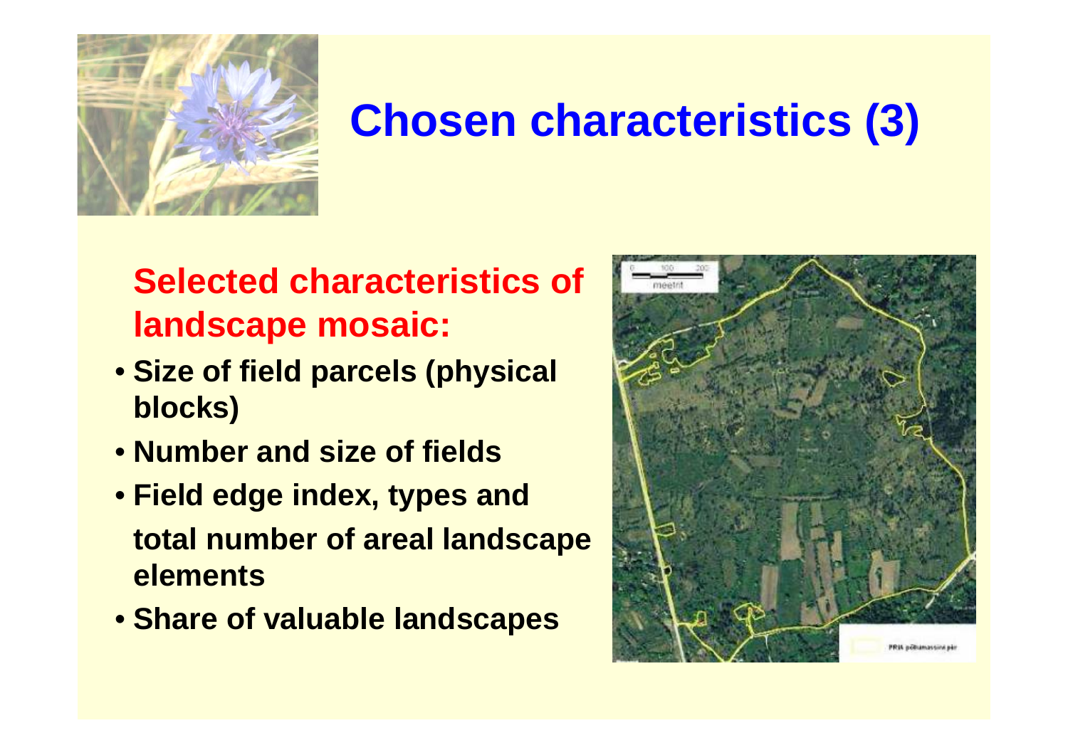# Chosen characteristics (3)

## Selected characteristics of landscape mosaic:

- **Size of field parcels (physical blocks)**
- **Number and size of fields**
- **Field edge index, types and total number of areal landscape elements**
- **Share of valuable landscapes**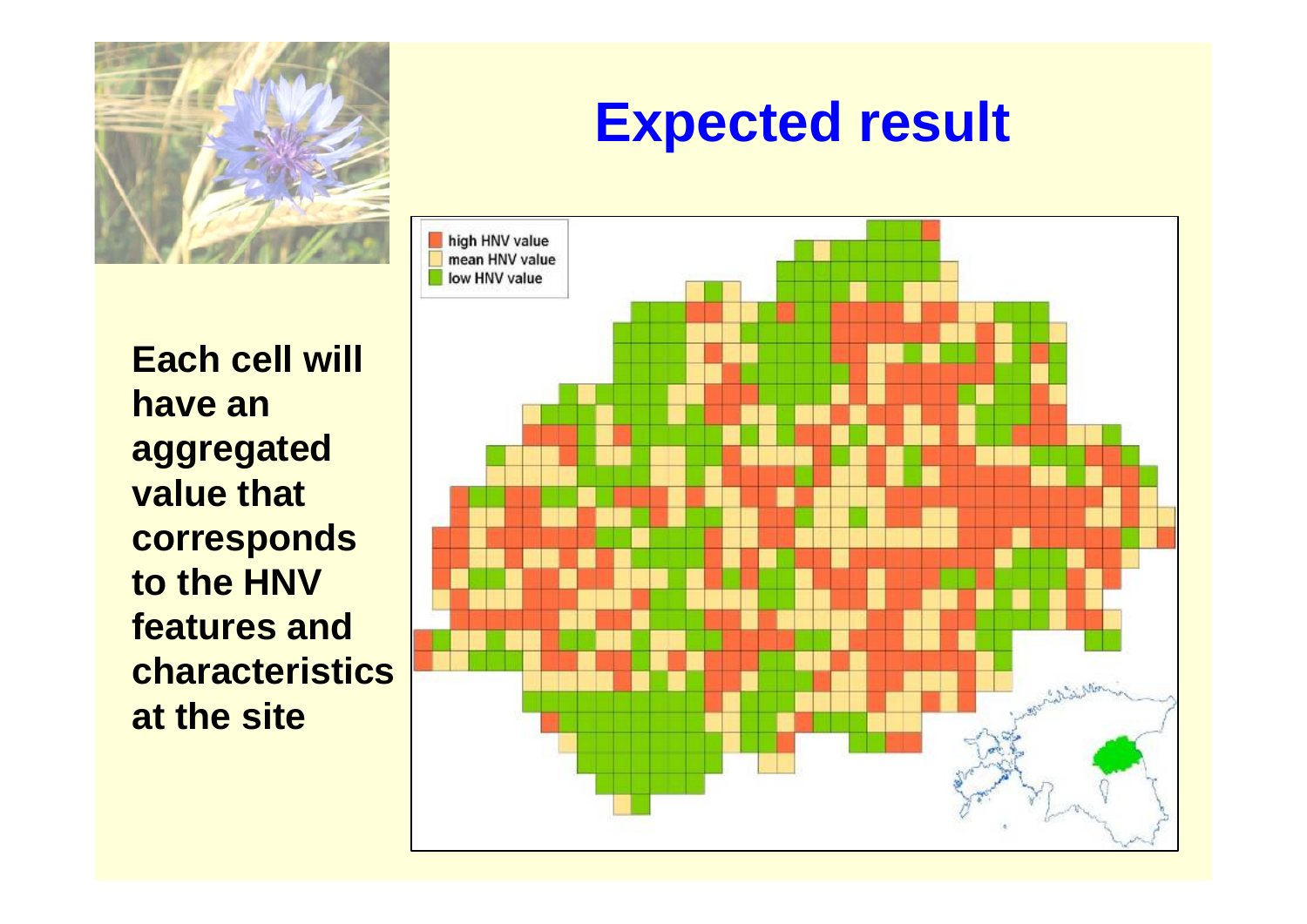# Expected result

**Each cell will have an aggregated value that corresponds to the HNV features and characteristics at the site**

high HNV value
mean HNV value
low HNV value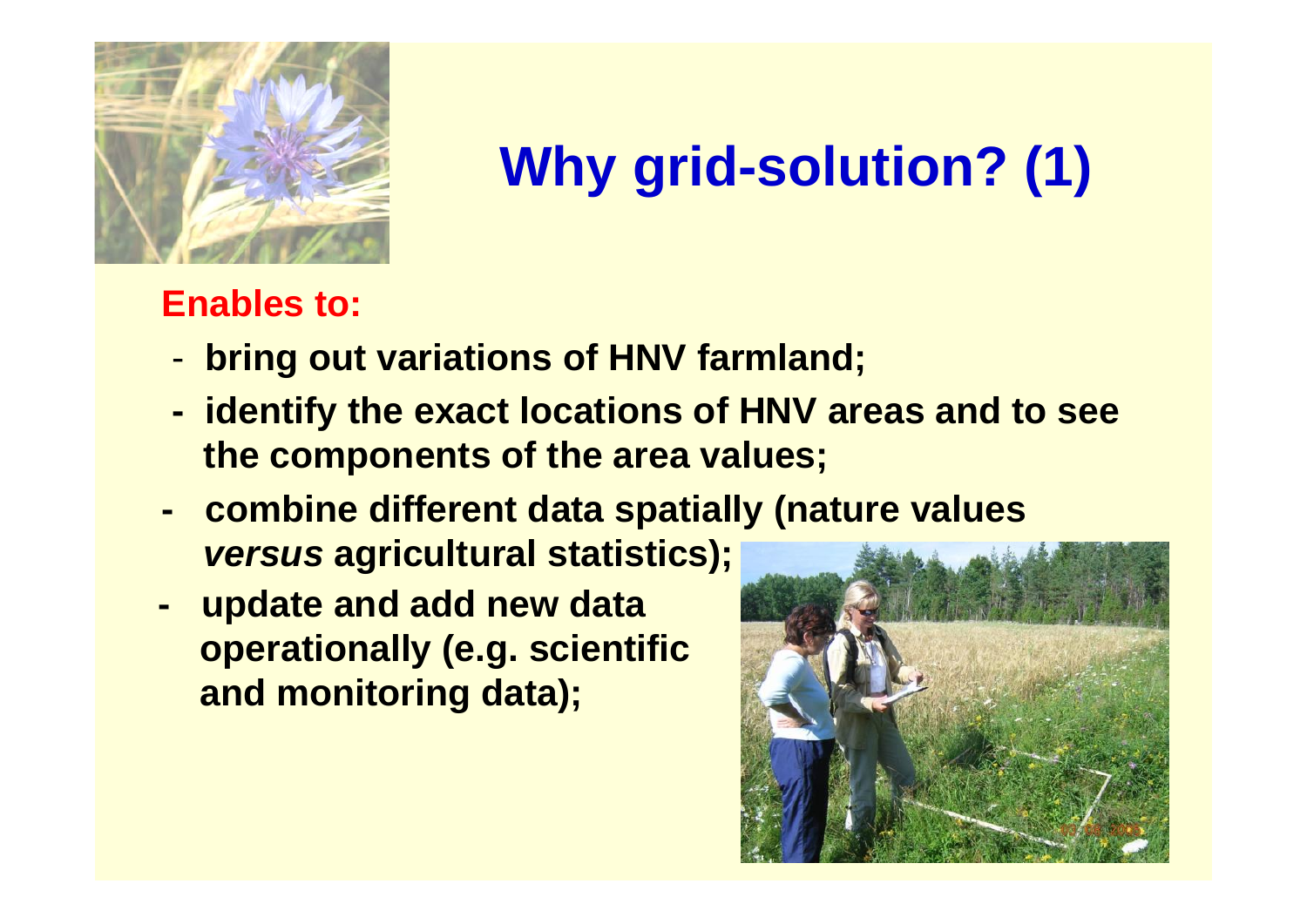# Why grid-solution? (1)

**Enables to:**

- **bring out variations of HNV farmland;**
- **identify the exact locations of HNV areas and to see the components of the area values;**
- **combine different data spatially (nature values *versus* agricultural statistics);**
- **update and add new data operationally (e.g. scientific and monitoring data);**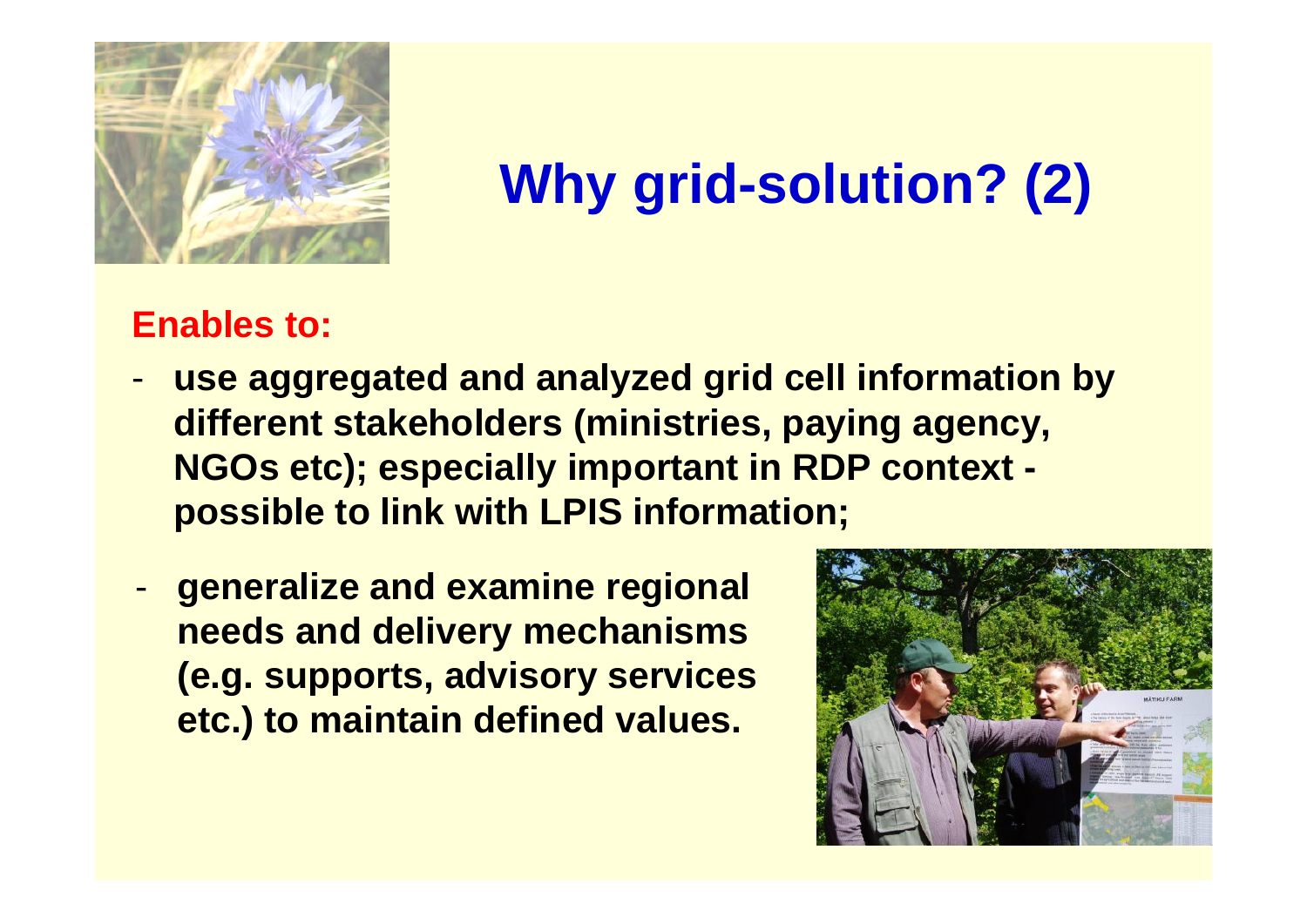# Why grid-solution? (2)

**Enables to:**

- **use aggregated and analyzed grid cell information by different stakeholders (ministries, paying agency, NGOs etc); especially important in RDP context - possible to link with LPIS information;**
- **generalize and examine regional needs and delivery mechanisms (e.g. supports, advisory services etc.) to maintain defined values.**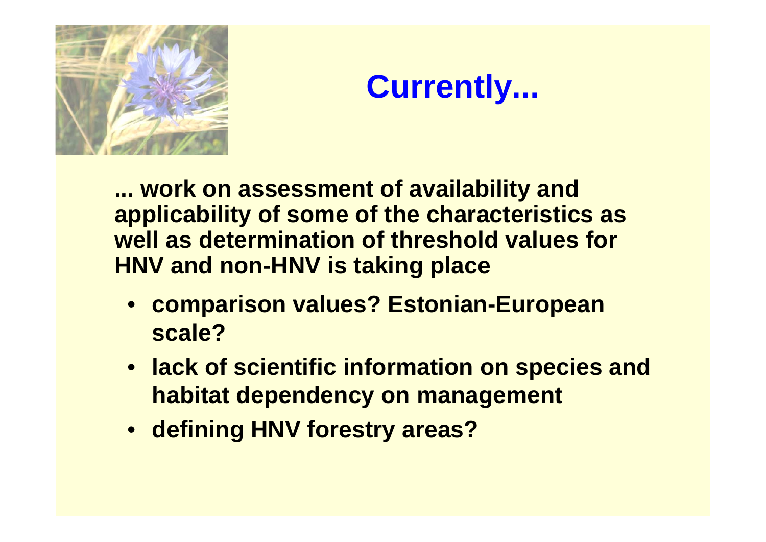# Currently...

**... work on assessment of availability and applicability of some of the characteristics as well as determination of threshold values for HNV and non-HNV is taking place**

- **comparison values? Estonian-European scale?**
- **lack of scientific information on species and habitat dependency on management**
- **defining HNV forestry areas?**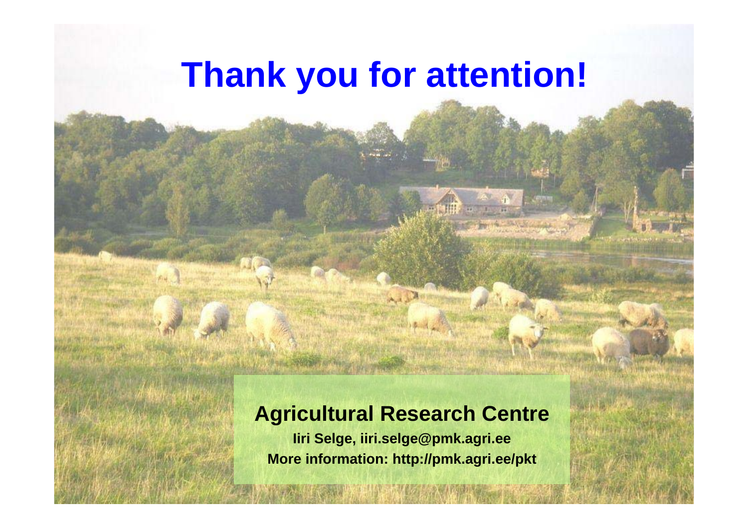# Thank you for attention!

**Agricultural Research Centre**

**Iiri Selge, iiri.selge@pmk.agri.ee**

**More information: http://pmk.agri.ee/pkt**